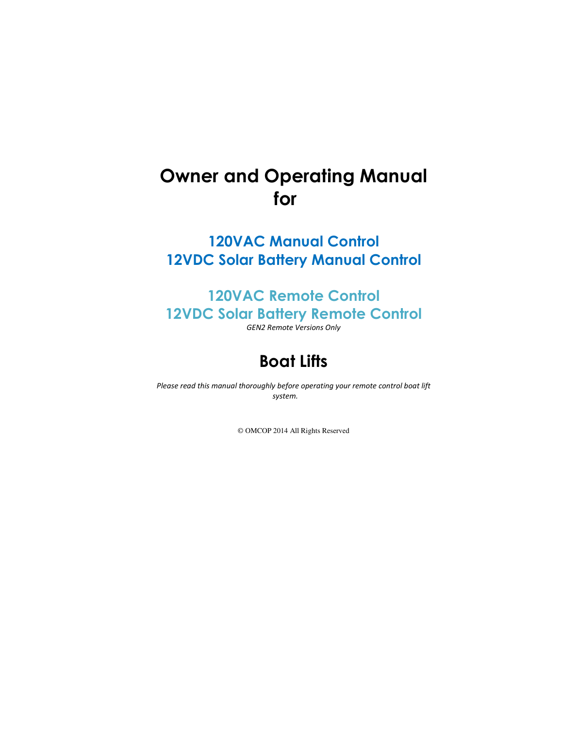# Owner and Operating Manual for

## 120VAC Manual Control
## 12VDC Solar Battery Manual Control

## 120VAC Remote Control
## 12VDC Solar Battery Remote Control

*GEN2 Remote Versions Only*

# Boat Lifts

*Please read this manual thoroughly before operating your remote control boat lift system.*

© OMCOP 2014 All Rights Reserved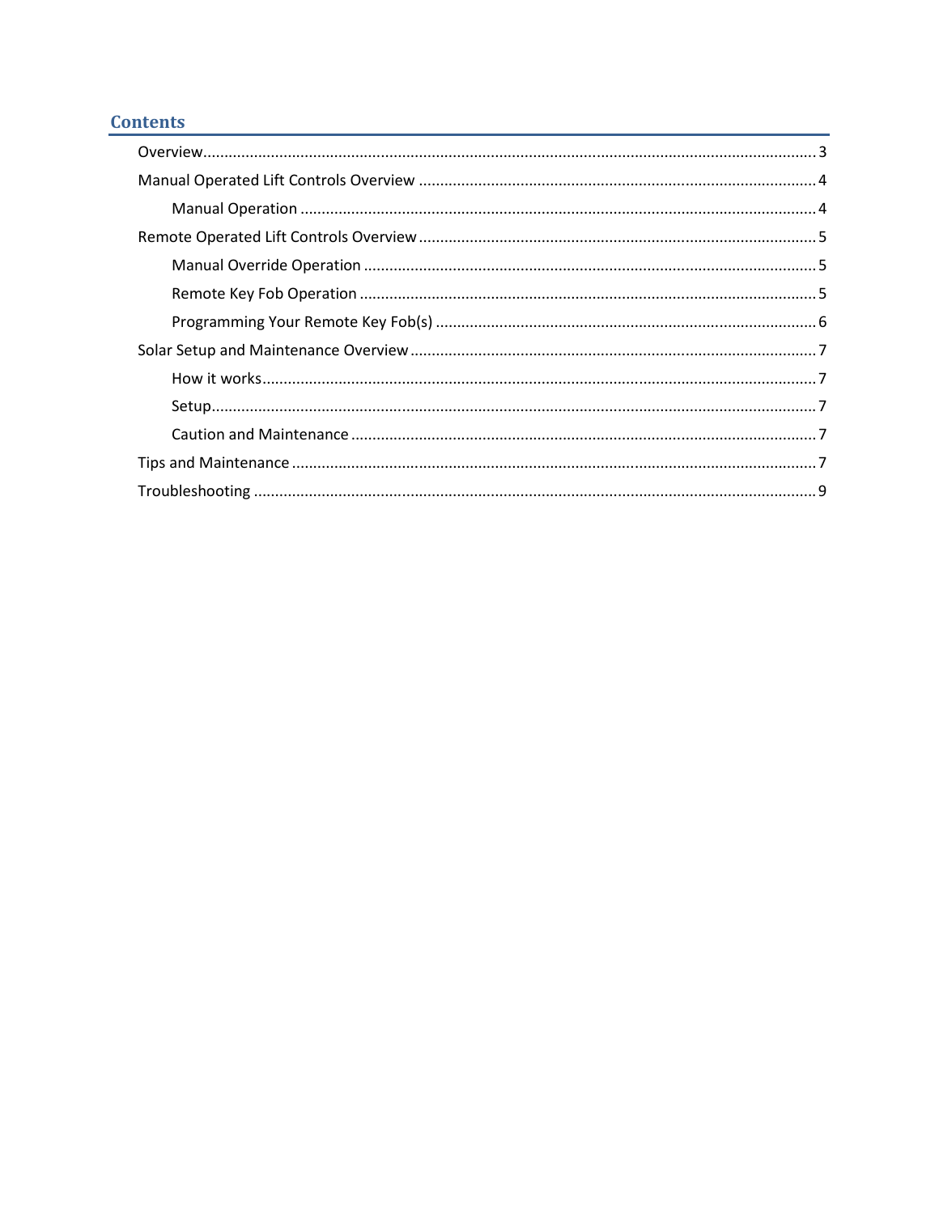## Contents

- Overview ........................................................................................................................................ 3
- Manual Operated Lift Controls Overview ..................................................................................... 4
  - Manual Operation ................................................................................................................ 4
- Remote Operated Lift Controls Overview ..................................................................................... 5
  - Manual Override Operation ................................................................................................. 5
  - Remote Key Fob Operation .................................................................................................. 5
  - Programming Your Remote Key Fob(s) ................................................................................ 6
- Solar Setup and Maintenance Overview ....................................................................................... 7
  - How it works......................................................................................................................... 7
  - Setup..................................................................................................................................... 7
  - Caution and Maintenance .................................................................................................... 7
- Tips and Maintenance ................................................................................................................... 7
- Troubleshooting ............................................................................................................................ 9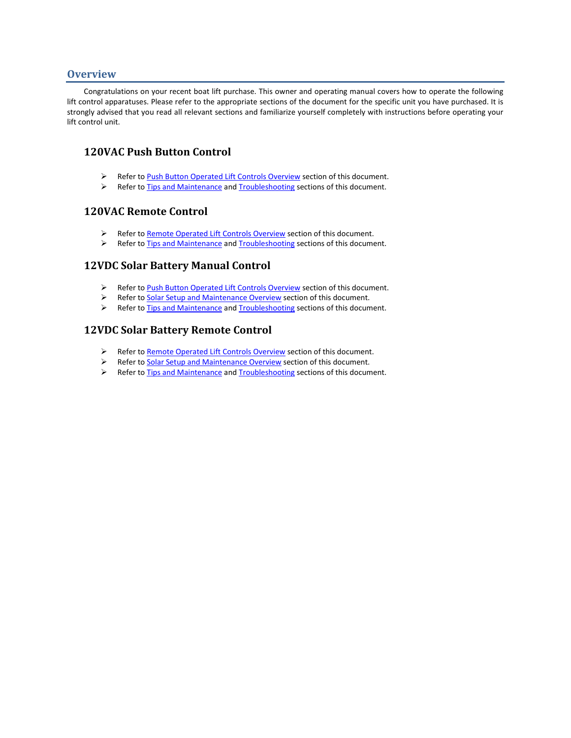# Overview

Congratulations on your recent boat lift purchase. This owner and operating manual covers how to operate the following lift control apparatuses. Please refer to the appropriate sections of the document for the specific unit you have purchased. It is strongly advised that you read all relevant sections and familiarize yourself completely with instructions before operating your lift control unit.

## 120VAC Push Button Control

- Refer to Push Button Operated Lift Controls Overview section of this document.
- Refer to Tips and Maintenance and Troubleshooting sections of this document.

## 120VAC Remote Control

- Refer to Remote Operated Lift Controls Overview section of this document.
- Refer to Tips and Maintenance and Troubleshooting sections of this document.

## 12VDC Solar Battery Manual Control

- Refer to Push Button Operated Lift Controls Overview section of this document.
- Refer to Solar Setup and Maintenance Overview section of this document.
- Refer to Tips and Maintenance and Troubleshooting sections of this document.

## 12VDC Solar Battery Remote Control

- Refer to Remote Operated Lift Controls Overview section of this document.
- Refer to Solar Setup and Maintenance Overview section of this document.
- Refer to Tips and Maintenance and Troubleshooting sections of this document.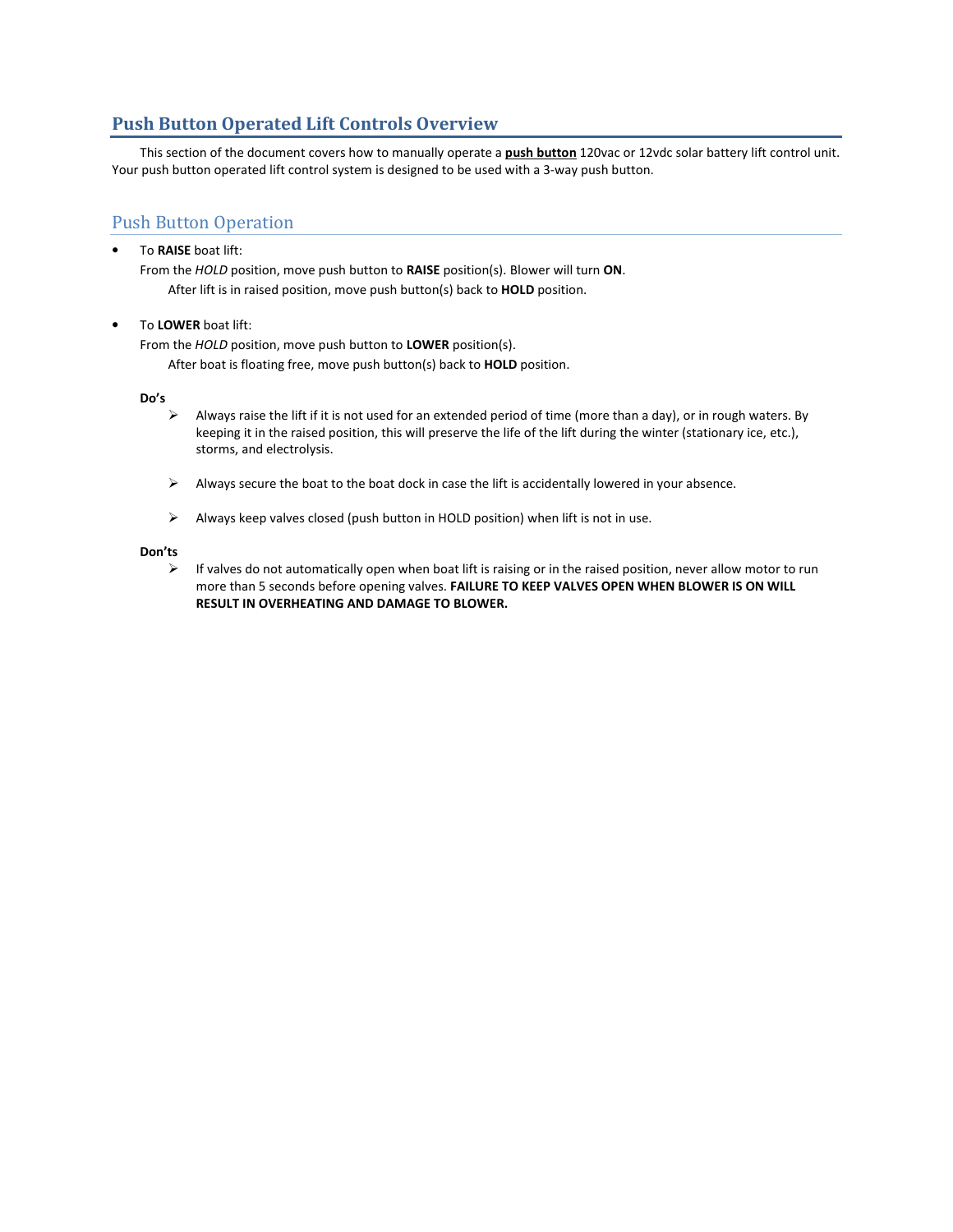## Push Button Operated Lift Controls Overview

This section of the document covers how to manually operate a **push button** 120vac or 12vdc solar battery lift control unit. Your push button operated lift control system is designed to be used with a 3-way push button.

### Push Button Operation

- To **RAISE** boat lift:
  From the *HOLD* position, move push button to **RAISE** position(s). Blower will turn **ON**.
  After lift is in raised position, move push button(s) back to **HOLD** position.

- To **LOWER** boat lift:
  From the *HOLD* position, move push button to **LOWER** position(s).
  After boat is floating free, move push button(s) back to **HOLD** position.

**Do's**

- Always raise the lift if it is not used for an extended period of time (more than a day), or in rough waters. By keeping it in the raised position, this will preserve the life of the lift during the winter (stationary ice, etc.), storms, and electrolysis.
- Always secure the boat to the boat dock in case the lift is accidentally lowered in your absence.
- Always keep valves closed (push button in HOLD position) when lift is not in use.

**Don'ts**

- If valves do not automatically open when boat lift is raising or in the raised position, never allow motor to run more than 5 seconds before opening valves. **FAILURE TO KEEP VALVES OPEN WHEN BLOWER IS ON WILL RESULT IN OVERHEATING AND DAMAGE TO BLOWER.**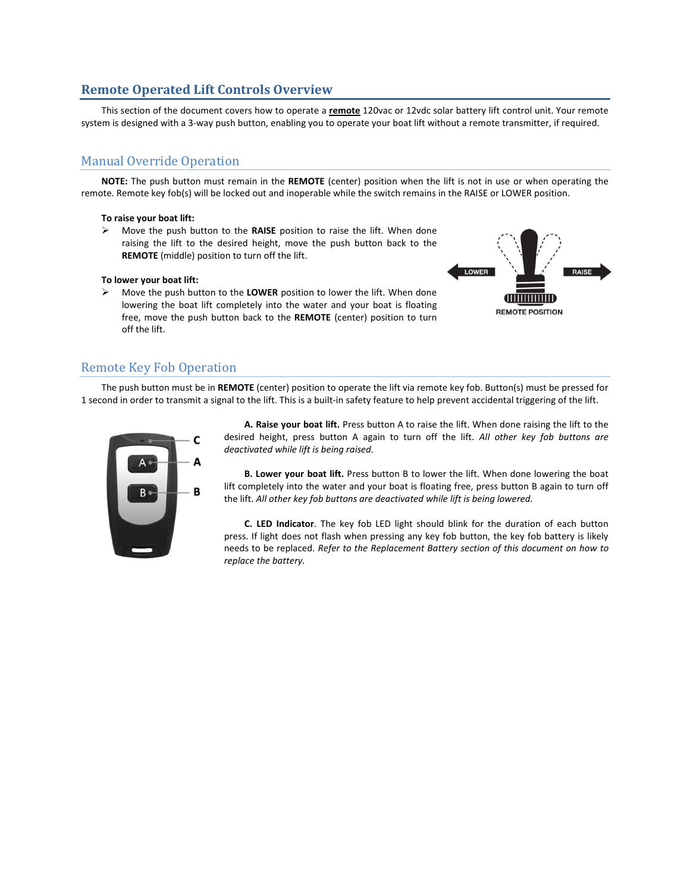## Remote Operated Lift Controls Overview

This section of the document covers how to operate a **remote** 120vac or 12vdc solar battery lift control unit. Your remote system is designed with a 3-way push button, enabling you to operate your boat lift without a remote transmitter, if required.

### Manual Override Operation

**NOTE:** The push button must remain in the **REMOTE** (center) position when the lift is not in use or when operating the remote. Remote key fob(s) will be locked out and inoperable while the switch remains in the RAISE or LOWER position.

**To raise your boat lift:**

- Move the push button to the **RAISE** position to raise the lift. When done raising the lift to the desired height, move the push button back to the **REMOTE** (middle) position to turn off the lift.

**To lower your boat lift:**

- Move the push button to the **LOWER** position to lower the lift. When done lowering the boat lift completely into the water and your boat is floating free, move the push button back to the **REMOTE** (center) position to turn off the lift.

### Remote Key Fob Operation

The push button must be in **REMOTE** (center) position to operate the lift via remote key fob. Button(s) must be pressed for 1 second in order to transmit a signal to the lift. This is a built-in safety feature to help prevent accidental triggering of the lift.

**A. Raise your boat lift.** Press button A to raise the lift. When done raising the lift to the desired height, press button A again to turn off the lift. *All other key fob buttons are deactivated while lift is being raised.*

**B. Lower your boat lift.** Press button B to lower the lift. When done lowering the boat lift completely into the water and your boat is floating free, press button B again to turn off the lift. *All other key fob buttons are deactivated while lift is being lowered.*

**C. LED Indicator**. The key fob LED light should blink for the duration of each button press. If light does not flash when pressing any key fob button, the key fob battery is likely needs to be replaced. *Refer to the Replacement Battery section of this document on how to replace the battery.*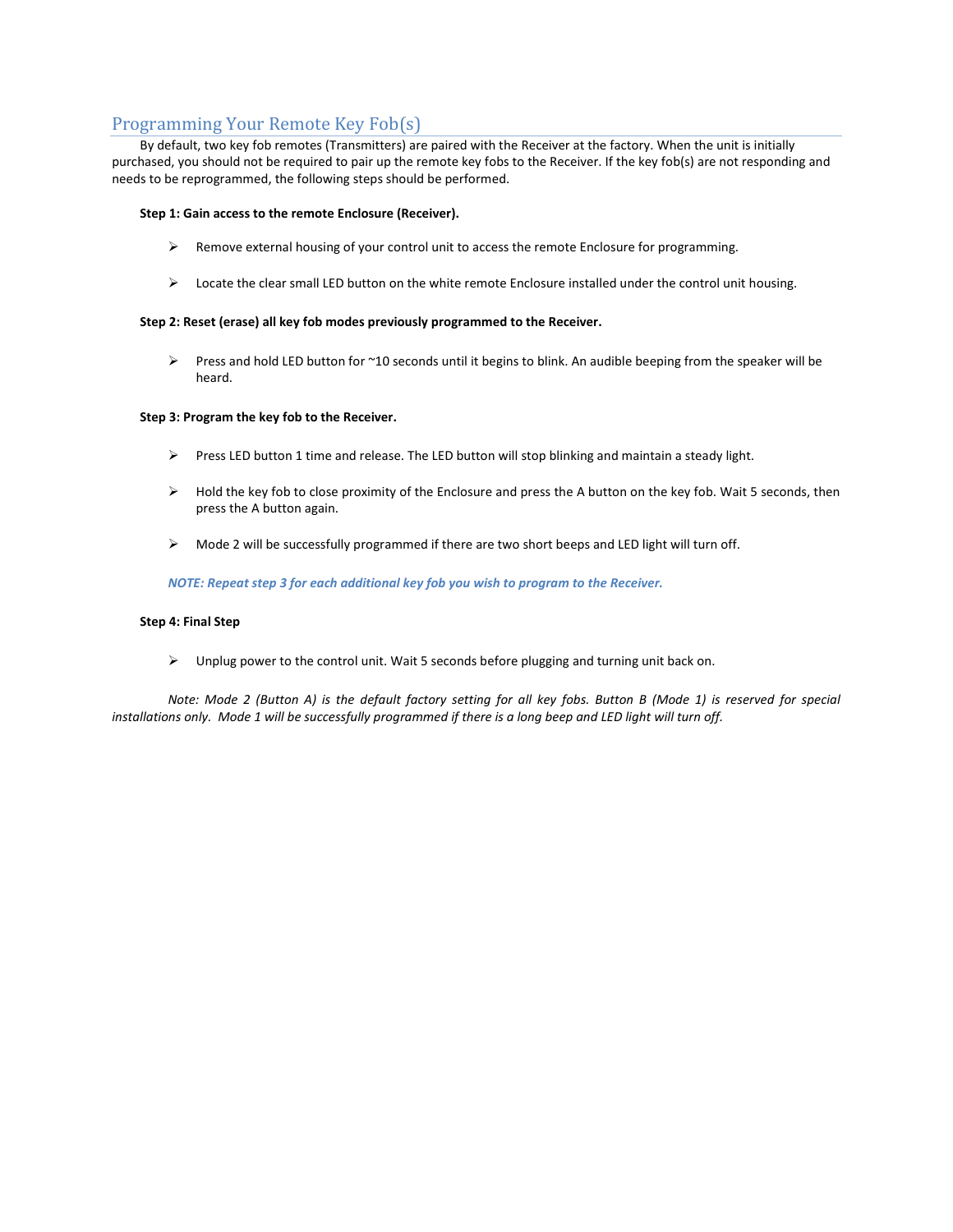## Programming Your Remote Key Fob(s)

By default, two key fob remotes (Transmitters) are paired with the Receiver at the factory. When the unit is initially purchased, you should not be required to pair up the remote key fobs to the Receiver. If the key fob(s) are not responding and needs to be reprogrammed, the following steps should be performed.

**Step 1: Gain access to the remote Enclosure (Receiver).**

- Remove external housing of your control unit to access the remote Enclosure for programming.
- Locate the clear small LED button on the white remote Enclosure installed under the control unit housing.

**Step 2: Reset (erase) all key fob modes previously programmed to the Receiver.**

- Press and hold LED button for ~10 seconds until it begins to blink. An audible beeping from the speaker will be heard.

**Step 3: Program the key fob to the Receiver.**

- Press LED button 1 time and release. The LED button will stop blinking and maintain a steady light.
- Hold the key fob to close proximity of the Enclosure and press the A button on the key fob. Wait 5 seconds, then press the A button again.
- Mode 2 will be successfully programmed if there are two short beeps and LED light will turn off.

***NOTE: Repeat step 3 for each additional key fob you wish to program to the Receiver.***

**Step 4: Final Step**

- Unplug power to the control unit. Wait 5 seconds before plugging and turning unit back on.

*Note: Mode 2 (Button A) is the default factory setting for all key fobs. Button B (Mode 1) is reserved for special installations only. Mode 1 will be successfully programmed if there is a long beep and LED light will turn off.*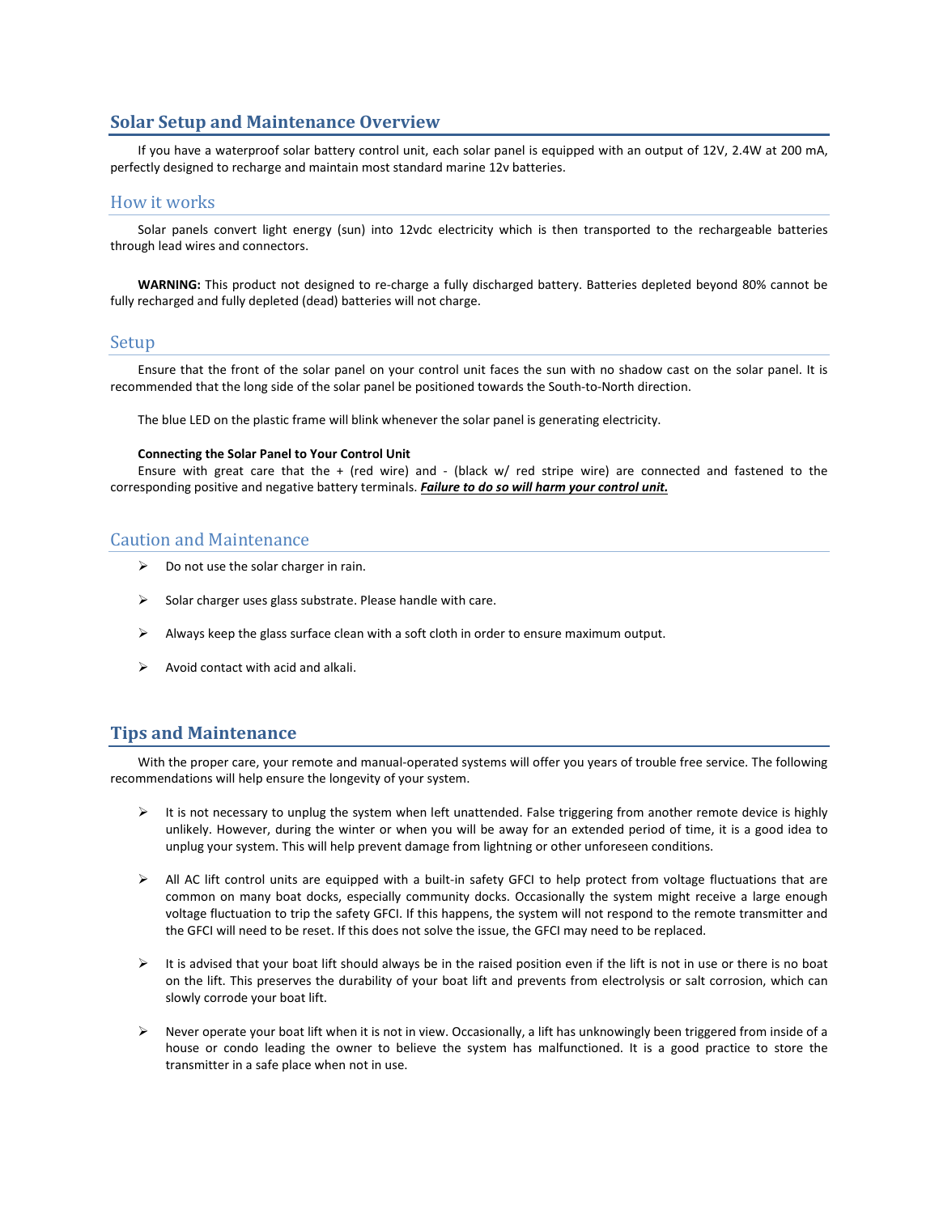## Solar Setup and Maintenance Overview

If you have a waterproof solar battery control unit, each solar panel is equipped with an output of 12V, 2.4W at 200 mA, perfectly designed to recharge and maintain most standard marine 12v batteries.

### How it works

Solar panels convert light energy (sun) into 12vdc electricity which is then transported to the rechargeable batteries through lead wires and connectors.

**WARNING:** This product not designed to re-charge a fully discharged battery. Batteries depleted beyond 80% cannot be fully recharged and fully depleted (dead) batteries will not charge.

### Setup

Ensure that the front of the solar panel on your control unit faces the sun with no shadow cast on the solar panel. It is recommended that the long side of the solar panel be positioned towards the South-to-North direction.

The blue LED on the plastic frame will blink whenever the solar panel is generating electricity.

**Connecting the Solar Panel to Your Control Unit**

Ensure with great care that the + (red wire) and - (black w/ red stripe wire) are connected and fastened to the corresponding positive and negative battery terminals. ***Failure to do so will harm your control unit.***

### Caution and Maintenance

- Do not use the solar charger in rain.
- Solar charger uses glass substrate. Please handle with care.
- Always keep the glass surface clean with a soft cloth in order to ensure maximum output.
- Avoid contact with acid and alkali.

## Tips and Maintenance

With the proper care, your remote and manual-operated systems will offer you years of trouble free service. The following recommendations will help ensure the longevity of your system.

- It is not necessary to unplug the system when left unattended. False triggering from another remote device is highly unlikely. However, during the winter or when you will be away for an extended period of time, it is a good idea to unplug your system. This will help prevent damage from lightning or other unforeseen conditions.
- All AC lift control units are equipped with a built-in safety GFCI to help protect from voltage fluctuations that are common on many boat docks, especially community docks. Occasionally the system might receive a large enough voltage fluctuation to trip the safety GFCI. If this happens, the system will not respond to the remote transmitter and the GFCI will need to be reset. If this does not solve the issue, the GFCI may need to be replaced.
- It is advised that your boat lift should always be in the raised position even if the lift is not in use or there is no boat on the lift. This preserves the durability of your boat lift and prevents from electrolysis or salt corrosion, which can slowly corrode your boat lift.
- Never operate your boat lift when it is not in view. Occasionally, a lift has unknowingly been triggered from inside of a house or condo leading the owner to believe the system has malfunctioned. It is a good practice to store the transmitter in a safe place when not in use.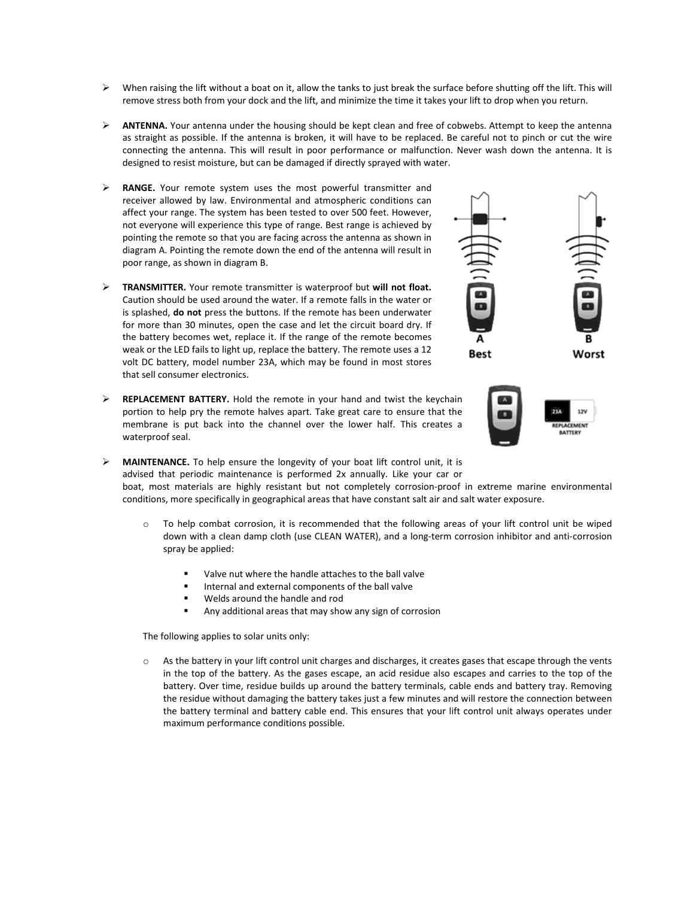- When raising the lift without a boat on it, allow the tanks to just break the surface before shutting off the lift. This will remove stress both from your dock and the lift, and minimize the time it takes your lift to drop when you return.

- **ANTENNA.** Your antenna under the housing should be kept clean and free of cobwebs. Attempt to keep the antenna as straight as possible. If the antenna is broken, it will have to be replaced. Be careful not to pinch or cut the wire connecting the antenna. This will result in poor performance or malfunction. Never wash down the antenna. It is designed to resist moisture, but can be damaged if directly sprayed with water.

- **RANGE.** Your remote system uses the most powerful transmitter and receiver allowed by law. Environmental and atmospheric conditions can affect your range. The system has been tested to over 500 feet. However, not everyone will experience this type of range. Best range is achieved by pointing the remote so that you are facing across the antenna as shown in diagram A. Pointing the remote down the end of the antenna will result in poor range, as shown in diagram B.

- **TRANSMITTER.** Your remote transmitter is waterproof but **will not float.** Caution should be used around the water. If a remote falls in the water or is splashed, **do not** press the buttons. If the remote has been underwater for more than 30 minutes, open the case and let the circuit board dry. If the battery becomes wet, replace it. If the range of the remote becomes weak or the LED fails to light up, replace the battery. The remote uses a 12 volt DC battery, model number 23A, which may be found in most stores that sell consumer electronics.

A Best &nbsp;&nbsp;&nbsp; B Worst

- **REPLACEMENT BATTERY.** Hold the remote in your hand and twist the keychain portion to help pry the remote halves apart. Take great care to ensure that the membrane is put back into the channel over the lower half. This creates a waterproof seal.

REPLACEMENT BATTERY

- **MAINTENANCE.** To help ensure the longevity of your boat lift control unit, it is advised that periodic maintenance is performed 2x annually. Like your car or boat, most materials are highly resistant but not completely corrosion-proof in extreme marine environmental conditions, more specifically in geographical areas that have constant salt air and salt water exposure.

    - To help combat corrosion, it is recommended that the following areas of your lift control unit be wiped down with a clean damp cloth (use CLEAN WATER), and a long-term corrosion inhibitor and anti-corrosion spray be applied:

        - Valve nut where the handle attaches to the ball valve
        - Internal and external components of the ball valve
        - Welds around the handle and rod
        - Any additional areas that may show any sign of corrosion

    The following applies to solar units only:

    - As the battery in your lift control unit charges and discharges, it creates gases that escape through the vents in the top of the battery. As the gases escape, an acid residue also escapes and carries to the top of the battery. Over time, residue builds up around the battery terminals, cable ends and battery tray. Removing the residue without damaging the battery takes just a few minutes and will restore the connection between the battery terminal and battery cable end. This ensures that your lift control unit always operates under maximum performance conditions possible.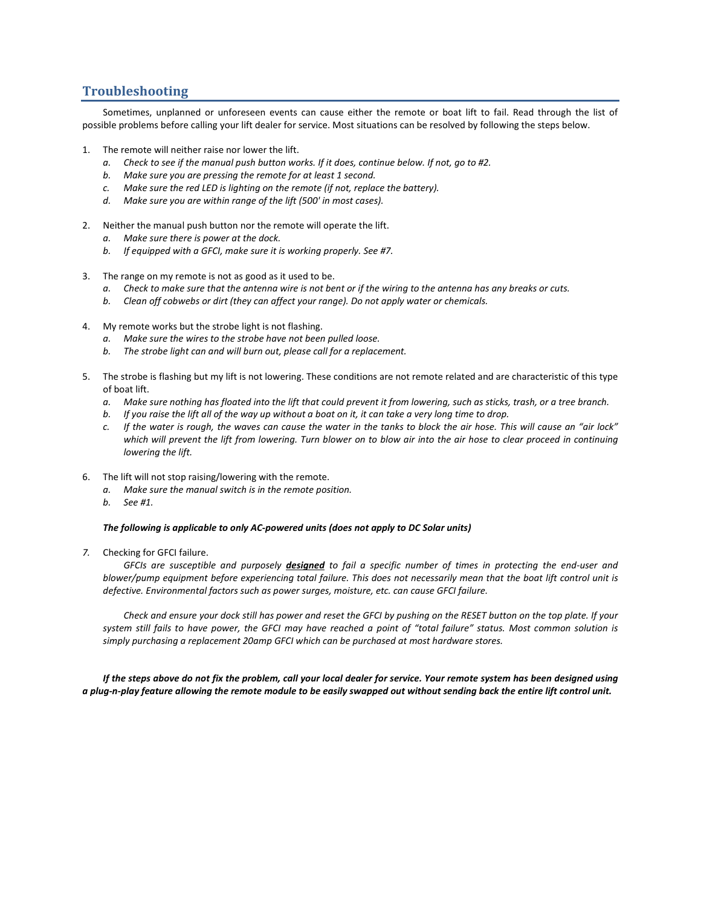## Troubleshooting

Sometimes, unplanned or unforeseen events can cause either the remote or boat lift to fail. Read through the list of possible problems before calling your lift dealer for service. Most situations can be resolved by following the steps below.

1. The remote will neither raise nor lower the lift.
   a. *Check to see if the manual push button works. If it does, continue below. If not, go to #2.*
   b. *Make sure you are pressing the remote for at least 1 second.*
   c. *Make sure the red LED is lighting on the remote (if not, replace the battery).*
   d. *Make sure you are within range of the lift (500' in most cases).*

2. Neither the manual push button nor the remote will operate the lift.
   a. *Make sure there is power at the dock.*
   b. *If equipped with a GFCI, make sure it is working properly. See #7.*

3. The range on my remote is not as good as it used to be.
   a. *Check to make sure that the antenna wire is not bent or if the wiring to the antenna has any breaks or cuts.*
   b. *Clean off cobwebs or dirt (they can affect your range). Do not apply water or chemicals.*

4. My remote works but the strobe light is not flashing.
   a. *Make sure the wires to the strobe have not been pulled loose.*
   b. *The strobe light can and will burn out, please call for a replacement.*

5. The strobe is flashing but my lift is not lowering. These conditions are not remote related and are characteristic of this type of boat lift.
   a. *Make sure nothing has floated into the lift that could prevent it from lowering, such as sticks, trash, or a tree branch.*
   b. *If you raise the lift all of the way up without a boat on it, it can take a very long time to drop.*
   c. *If the water is rough, the waves can cause the water in the tanks to block the air hose. This will cause an "air lock" which will prevent the lift from lowering. Turn blower on to blow air into the air hose to clear proceed in continuing lowering the lift.*

6. The lift will not stop raising/lowering with the remote.
   a. *Make sure the manual switch is in the remote position.*
   b. *See #1.*

***The following is applicable to only AC-powered units (does not apply to DC Solar units)***

7. Checking for GFCI failure.

   *GFCIs are susceptible and purposely **designed** to fail a specific number of times in protecting the end-user and blower/pump equipment before experiencing total failure. This does not necessarily mean that the boat lift control unit is defective. Environmental factors such as power surges, moisture, etc. can cause GFCI failure.*

   *Check and ensure your dock still has power and reset the GFCI by pushing on the RESET button on the top plate. If your system still fails to have power, the GFCI may have reached a point of "total failure" status. Most common solution is simply purchasing a replacement 20amp GFCI which can be purchased at most hardware stores.*

***If the steps above do not fix the problem, call your local dealer for service. Your remote system has been designed using a plug-n-play feature allowing the remote module to be easily swapped out without sending back the entire lift control unit.***